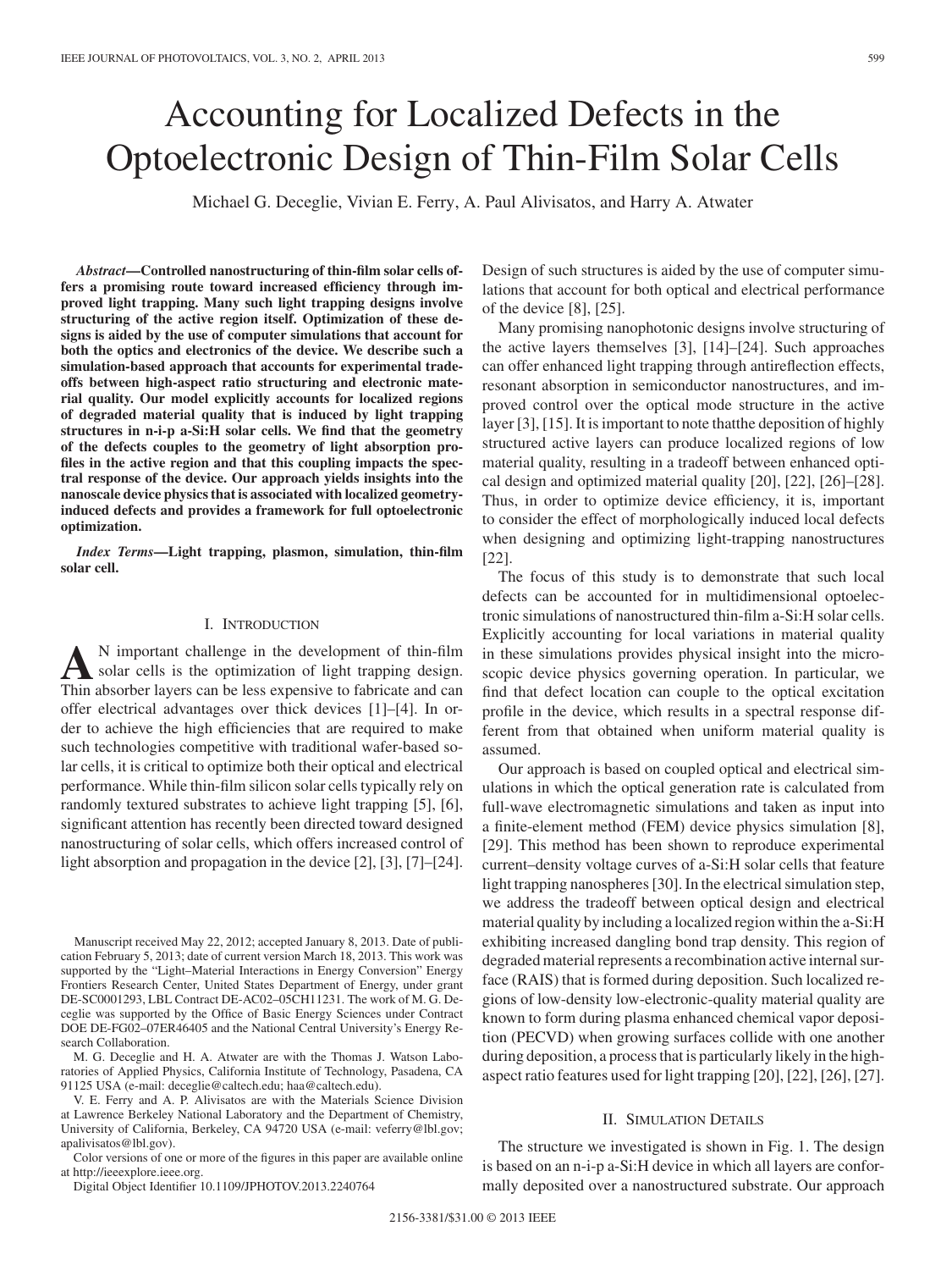# Accounting for Localized Defects in the Optoelectronic Design of Thin-Film Solar Cells

Michael G. Deceglie, Vivian E. Ferry, A. Paul Alivisatos, and Harry A. Atwater

***Abstract*—Controlled nanostructuring of thin-film solar cells offers a promising route toward increased efficiency through improved light trapping. Many such light trapping designs involve structuring of the active region itself. Optimization of these designs is aided by the use of computer simulations that account for both the optics and electronics of the device. We describe such a simulation-based approach that accounts for experimental trade-offs between high-aspect ratio structuring and electronic material quality. Our model explicitly accounts for localized regions of degraded material quality that is induced by light trapping structures in n-i-p a-Si:H solar cells. We find that the geometry of the defects couples to the geometry of light absorption profiles in the active region and that this coupling impacts the spectral response of the device. Our approach yields insights into the nanoscale device physics that is associated with localized geometry-induced defects and provides a framework for full optoelectronic optimization.**

***Index Terms*—Light trapping, plasmon, simulation, thin-film solar cell.**

## I. Introduction

An important challenge in the development of thin-film solar cells is the optimization of light trapping design. Thin absorber layers can be less expensive to fabricate and can offer electrical advantages over thick devices [1]–[4]. In order to achieve the high efficiencies that are required to make such technologies competitive with traditional wafer-based solar cells, it is critical to optimize both their optical and electrical performance. While thin-film silicon solar cells typically rely on randomly textured substrates to achieve light trapping [5], [6], significant attention has recently been directed toward designed nanostructuring of solar cells, which offers increased control of light absorption and propagation in the device [2], [3], [7]–[24]. Design of such structures is aided by the use of computer simulations that account for both optical and electrical performance of the device [8], [25].

Many promising nanophotonic designs involve structuring of the active layers themselves [3], [14]–[24]. Such approaches can offer enhanced light trapping through antireflection effects, resonant absorption in semiconductor nanostructures, and improved control over the optical mode structure in the active layer [3], [15]. It is important to note thatthe deposition of highly structured active layers can produce localized regions of low material quality, resulting in a tradeoff between enhanced optical design and optimized material quality [20], [22], [26]–[28]. Thus, in order to optimize device efficiency, it is, important to consider the effect of morphologically induced local defects when designing and optimizing light-trapping nanostructures [22].

The focus of this study is to demonstrate that such local defects can be accounted for in multidimensional optoelectronic simulations of nanostructured thin-film a-Si:H solar cells. Explicitly accounting for local variations in material quality in these simulations provides physical insight into the microscopic device physics governing operation. In particular, we find that defect location can couple to the optical excitation profile in the device, which results in a spectral response different from that obtained when uniform material quality is assumed.

Our approach is based on coupled optical and electrical simulations in which the optical generation rate is calculated from full-wave electromagnetic simulations and taken as input into a finite-element method (FEM) device physics simulation [8], [29]. This method has been shown to reproduce experimental current–density voltage curves of a-Si:H solar cells that feature light trapping nanospheres [30]. In the electrical simulation step, we address the tradeoff between optical design and electrical material quality by including a localized region within the a-Si:H exhibiting increased dangling bond trap density. This region of degraded material represents a recombination active internal surface (RAIS) that is formed during deposition. Such localized regions of low-density low-electronic-quality material quality are known to form during plasma enhanced chemical vapor deposition (PECVD) when growing surfaces collide with one another during deposition, a process that is particularly likely in the high-aspect ratio features used for light trapping [20], [22], [26], [27].

## II. Simulation Details

The structure we investigated is shown in Fig. 1. The design is based on an n-i-p a-Si:H device in which all layers are conformally deposited over a nanostructured substrate. Our approach

Manuscript received May 22, 2012; accepted January 8, 2013. Date of publication February 5, 2013; date of current version March 18, 2013. This work was supported by the "Light–Material Interactions in Energy Conversion" Energy Frontiers Research Center, United States Department of Energy, under grant DE-SC0001293, LBL Contract DE-AC02–05CH11231. The work of M. G. Deceglie was supported by the Office of Basic Energy Sciences under Contract DOE DE-FG02–07ER46405 and the National Central University's Energy Research Collaboration.

M. G. Deceglie and H. A. Atwater are with the Thomas J. Watson Laboratories of Applied Physics, California Institute of Technology, Pasadena, CA 91125 USA (e-mail: deceglie@caltech.edu; haa@caltech.edu).

V. E. Ferry and A. P. Alivisatos are with the Materials Science Division at Lawrence Berkeley National Laboratory and the Department of Chemistry, University of California, Berkeley, CA 94720 USA (e-mail: veferry@lbl.gov; apalivisatos@lbl.gov).

Color versions of one or more of the figures in this paper are available online at http://ieeexplore.ieee.org.

Digital Object Identifier 10.1109/JPHOTOV.2013.2240764

2156-3381/$31.00 © 2013 IEEE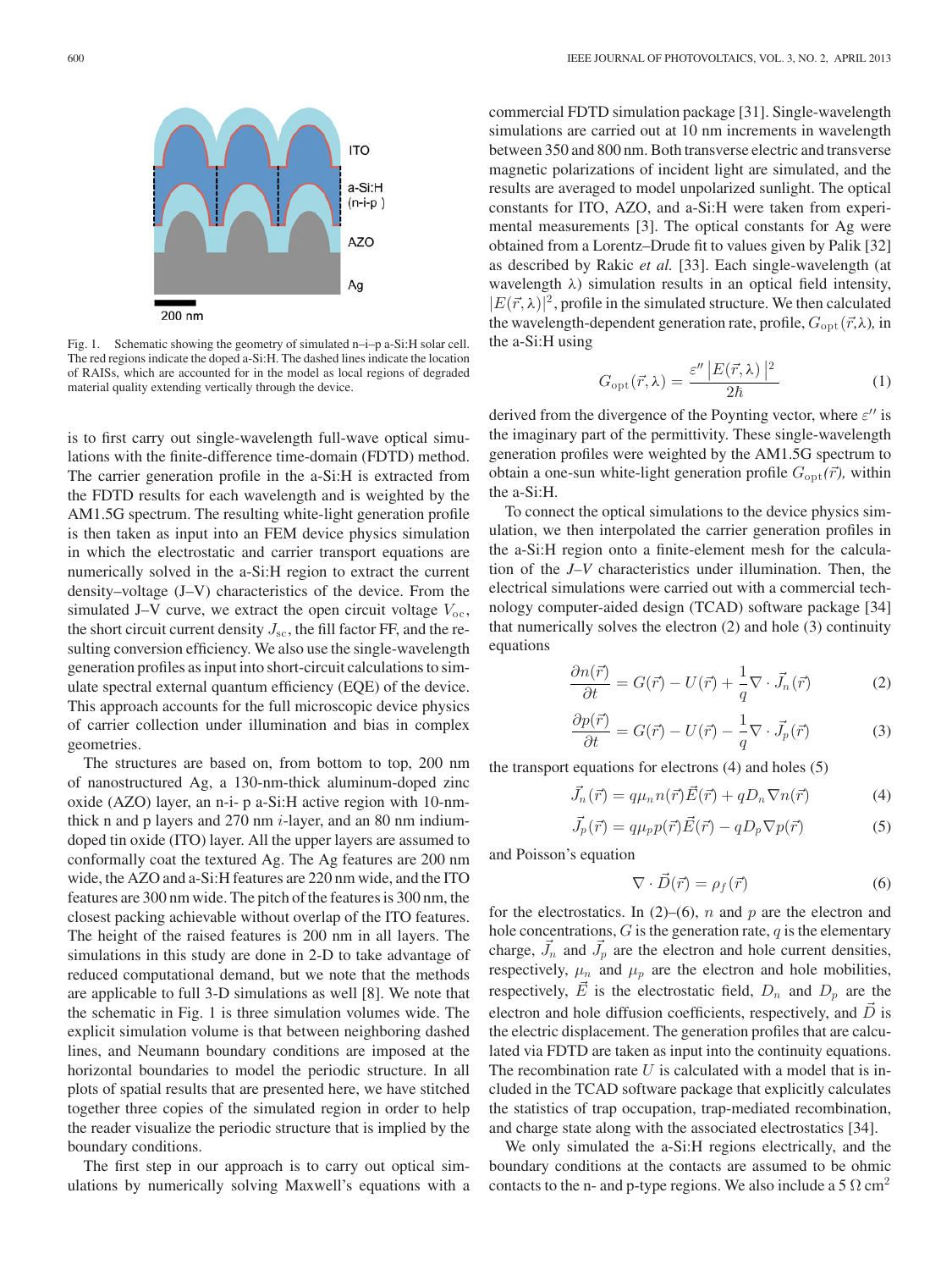ITO

a-Si:H (n-i-p )

AZO

Ag

200 nm

Fig. 1. Schematic showing the geometry of simulated n–i–p a-Si:H solar cell. The red regions indicate the doped a-Si:H. The dashed lines indicate the location of RAISs, which are accounted for in the model as local regions of degraded material quality extending vertically through the device.

is to first carry out single-wavelength full-wave optical simulations with the finite-difference time-domain (FDTD) method. The carrier generation profile in the a-Si:H is extracted from the FDTD results for each wavelength and is weighted by the AM1.5G spectrum. The resulting white-light generation profile is then taken as input into an FEM device physics simulation in which the electrostatic and carrier transport equations are numerically solved in the a-Si:H region to extract the current density–voltage (J–V) characteristics of the device. From the simulated J–V curve, we extract the open circuit voltage $V_{\rm oc}$, the short circuit current density $J_{\rm sc}$, the fill factor FF, and the resulting conversion efficiency. We also use the single-wavelength generation profiles as input into short-circuit calculations to simulate spectral external quantum efficiency (EQE) of the device. This approach accounts for the full microscopic device physics of carrier collection under illumination and bias in complex geometries.

The structures are based on, from bottom to top, 200 nm of nanostructured Ag, a 130-nm-thick aluminum-doped zinc oxide (AZO) layer, an n-i- p a-Si:H active region with 10-nm-thick n and p layers and 270 nm $i$-layer, and an 80 nm indium-doped tin oxide (ITO) layer. All the upper layers are assumed to conformally coat the textured Ag. The Ag features are 200 nm wide, the AZO and a-Si:H features are 220 nm wide, and the ITO features are 300 nm wide. The pitch of the features is 300 nm, the closest packing achievable without overlap of the ITO features. The height of the raised features is 200 nm in all layers. The simulations in this study are done in 2-D to take advantage of reduced computational demand, but we note that the methods are applicable to full 3-D simulations as well [8]. We note that the schematic in Fig. 1 is three simulation volumes wide. The explicit simulation volume is that between neighboring dashed lines, and Neumann boundary conditions are imposed at the horizontal boundaries to model the periodic structure. In all plots of spatial results that are presented here, we have stitched together three copies of the simulated region in order to help the reader visualize the periodic structure that is implied by the boundary conditions.

The first step in our approach is to carry out optical simulations by numerically solving Maxwell's equations with a commercial FDTD simulation package [31]. Single-wavelength simulations are carried out at 10 nm increments in wavelength between 350 and 800 nm. Both transverse electric and transverse magnetic polarizations of incident light are simulated, and the results are averaged to model unpolarized sunlight. The optical constants for ITO, AZO, and a-Si:H were taken from experimental measurements [3]. The optical constants for Ag were obtained from a Lorentz–Drude fit to values given by Palik [32] as described by Rakic *et al.* [33]. Each single-wavelength (at wavelength $\lambda$) simulation results in an optical field intensity, $|E(\vec{r},\lambda)|^2$, profile in the simulated structure. We then calculated the wavelength-dependent generation rate, profile, $G_{\rm opt}(\vec{r},\lambda)$, in the a-Si:H using

$$G_{\rm opt}(\vec{r},\lambda) = \frac{\varepsilon'' \left|E(\vec{r},\lambda)\right|^2}{2\hbar} \tag{1}$$

derived from the divergence of the Poynting vector, where $\varepsilon''$ is the imaginary part of the permittivity. These single-wavelength generation profiles were weighted by the AM1.5G spectrum to obtain a one-sun white-light generation profile $G_{\rm opt}(\vec{r})$, within the a-Si:H.

To connect the optical simulations to the device physics simulation, we then interpolated the carrier generation profiles in the a-Si:H region onto a finite-element mesh for the calculation of the *J*–*V* characteristics under illumination. Then, the electrical simulations were carried out with a commercial technology computer-aided design (TCAD) software package [34] that numerically solves the electron (2) and hole (3) continuity equations

$$\frac{\partial n(\vec{r})}{\partial t} = G(\vec{r}) - U(\vec{r}) + \frac{1}{q}\nabla \cdot \vec{J}_n(\vec{r}) \tag{2}$$

$$\frac{\partial p(\vec{r})}{\partial t} = G(\vec{r}) - U(\vec{r}) - \frac{1}{q}\nabla \cdot \vec{J}_p(\vec{r}) \tag{3}$$

the transport equations for electrons (4) and holes (5)

$$\vec{J}_n(\vec{r}) = q\mu_n n(\vec{r})\vec{E}(\vec{r}) + qD_n\nabla n(\vec{r}) \tag{4}$$

$$\vec{J}_p(\vec{r}) = q\mu_p p(\vec{r})\vec{E}(\vec{r}) - qD_p\nabla p(\vec{r}) \tag{5}$$

and Poisson's equation

$$\nabla \cdot \vec{D}(\vec{r}) = \rho_f(\vec{r}) \tag{6}$$

for the electrostatics. In (2)–(6), $n$ and $p$ are the electron and hole concentrations, $G$ is the generation rate, $q$ is the elementary charge, $\vec{J}_n$ and $\vec{J}_p$ are the electron and hole current densities, respectively, $\mu_n$ and $\mu_p$ are the electron and hole mobilities, respectively, $\vec{E}$ is the electrostatic field, $D_n$ and $D_p$ are the electron and hole diffusion coefficients, respectively, and $\vec{D}$ is the electric displacement. The generation profiles that are calculated via FDTD are taken as input into the continuity equations. The recombination rate $U$ is calculated with a model that is included in the TCAD software package that explicitly calculates the statistics of trap occupation, trap-mediated recombination, and charge state along with the associated electrostatics [34].

We only simulated the a-Si:H regions electrically, and the boundary conditions at the contacts are assumed to be ohmic contacts to the n- and p-type regions. We also include a 5 $\Omega$ cm$^2$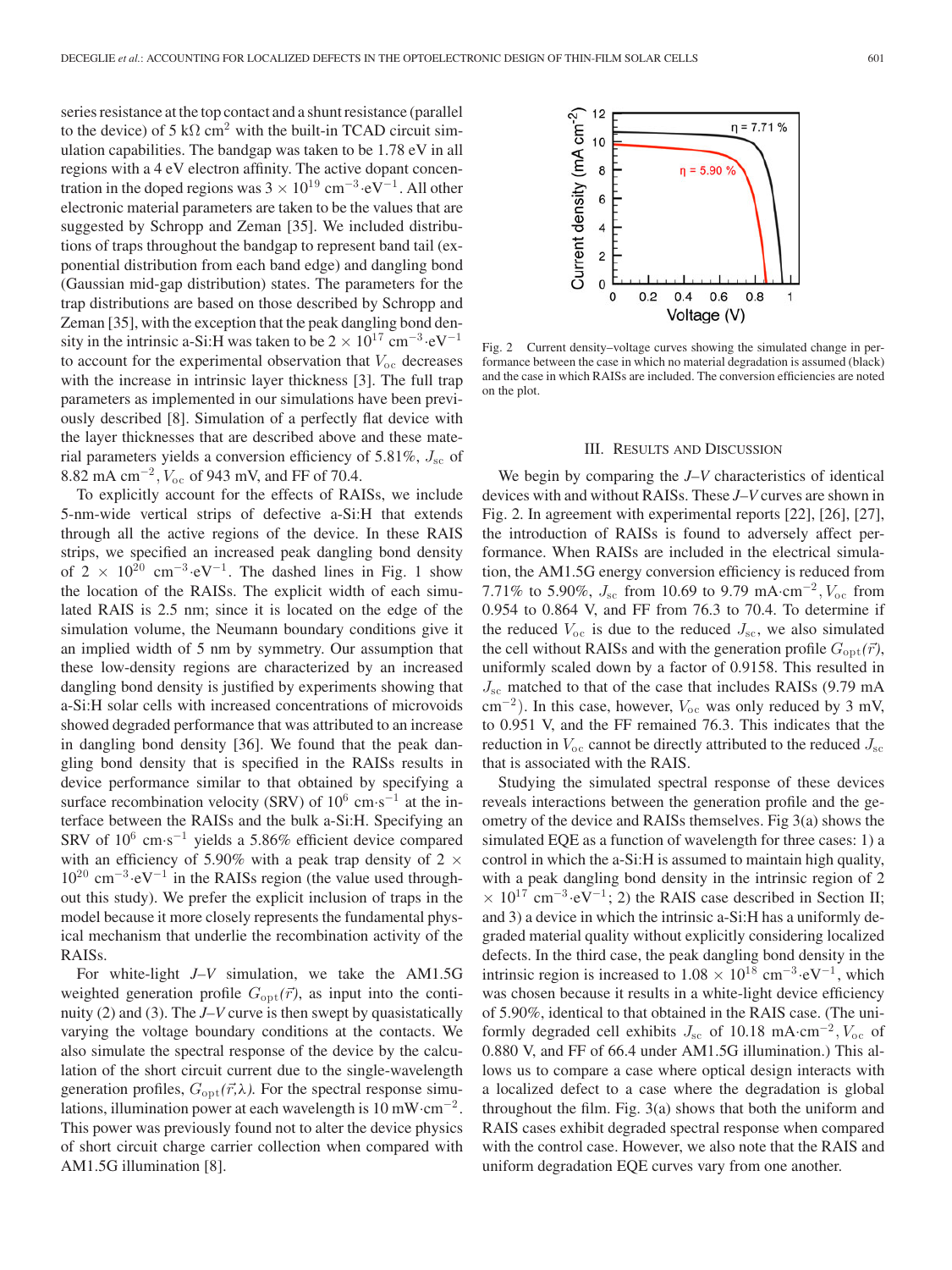series resistance at the top contact and a shunt resistance (parallel to the device) of 5 k$\Omega$ cm$^2$ with the built-in TCAD circuit simulation capabilities. The bandgap was taken to be 1.78 eV in all regions with a 4 eV electron affinity. The active dopant concentration in the doped regions was $3 \times 10^{19}$ cm$^{-3}$·eV$^{-1}$. All other electronic material parameters are taken to be the values that are suggested by Schropp and Zeman [35]. We included distributions of traps throughout the bandgap to represent band tail (exponential distribution from each band edge) and dangling bond (Gaussian mid-gap distribution) states. The parameters for the trap distributions are based on those described by Schropp and Zeman [35], with the exception that the peak dangling bond density in the intrinsic a-Si:H was taken to be $2 \times 10^{17}$ cm$^{-3}$·eV$^{-1}$ to account for the experimental observation that $V_{\rm oc}$ decreases with the increase in intrinsic layer thickness [3]. The full trap parameters as implemented in our simulations have been previously described [8]. Simulation of a perfectly flat device with the layer thicknesses that are described above and these material parameters yields a conversion efficiency of 5.81%, $J_{\rm sc}$ of 8.82 mA cm$^{-2}$, $V_{\rm oc}$ of 943 mV, and FF of 70.4.

To explicitly account for the effects of RAISs, we include 5-nm-wide vertical strips of defective a-Si:H that extends through all the active regions of the device. In these RAIS strips, we specified an increased peak dangling bond density of $2 \times 10^{20}$ cm$^{-3}$·eV$^{-1}$. The dashed lines in Fig. 1 show the location of the RAISs. The explicit width of each simulated RAIS is 2.5 nm; since it is located on the edge of the simulation volume, the Neumann boundary conditions give it an implied width of 5 nm by symmetry. Our assumption that these low-density regions are characterized by an increased dangling bond density is justified by experiments showing that a-Si:H solar cells with increased concentrations of microvoids showed degraded performance that was attributed to an increase in dangling bond density [36]. We found that the peak dangling bond density that is specified in the RAISs results in device performance similar to that obtained by specifying a surface recombination velocity (SRV) of $10^6$ cm·s$^{-1}$ at the interface between the RAISs and the bulk a-Si:H. Specifying an SRV of $10^6$ cm·s$^{-1}$ yields a 5.86% efficient device compared with an efficiency of 5.90% with a peak trap density of $2 \times 10^{20}$ cm$^{-3}$·eV$^{-1}$ in the RAISs region (the value used throughout this study). We prefer the explicit inclusion of traps in the model because it more closely represents the fundamental physical mechanism that underlie the recombination activity of the RAISs.

For white-light *J–V* simulation, we take the AM1.5G weighted generation profile $G_{\rm opt}(\vec{r})$, as input into the continuity (2) and (3). The *J–V* curve is then swept by quasistatically varying the voltage boundary conditions at the contacts. We also simulate the spectral response of the device by the calculation of the short circuit current due to the single-wavelength generation profiles, $G_{\rm opt}(\vec{r},\lambda)$. For the spectral response simulations, illumination power at each wavelength is 10 mW·cm$^{-2}$. This power was previously found not to alter the device physics of short circuit charge carrier collection when compared with AM1.5G illumination [8].

Current density (mA cm$^{-2}$)
Voltage (V)
η = 7.71 %
η = 5.90 %
0 0.2 0.4 0.6 0.8 1
0 2 4 6 8 10 12

Fig. 2 Current density–voltage curves showing the simulated change in performance between the case in which no material degradation is assumed (black) and the case in which RAISs are included. The conversion efficiencies are noted on the plot.

## III. Results and Discussion

We begin by comparing the *J–V* characteristics of identical devices with and without RAISs. These *J–V* curves are shown in Fig. 2. In agreement with experimental reports [22], [26], [27], the introduction of RAISs is found to adversely affect performance. When RAISs are included in the electrical simulation, the AM1.5G energy conversion efficiency is reduced from 7.71% to 5.90%, $J_{\rm sc}$ from 10.69 to 9.79 mA·cm$^{-2}$, $V_{\rm oc}$ from 0.954 to 0.864 V, and FF from 76.3 to 70.4. To determine if the reduced $V_{\rm oc}$ is due to the reduced $J_{\rm sc}$, we also simulated the cell without RAISs and with the generation profile $G_{\rm opt}(\vec{r})$, uniformly scaled down by a factor of 0.9158. This resulted in $J_{\rm sc}$ matched to that of the case that includes RAISs (9.79 mA cm$^{-2}$). In this case, however, $V_{\rm oc}$ was only reduced by 3 mV, to 0.951 V, and the FF remained 76.3. This indicates that the reduction in $V_{\rm oc}$ cannot be directly attributed to the reduced $J_{\rm sc}$ that is associated with the RAIS.

Studying the simulated spectral response of these devices reveals interactions between the generation profile and the geometry of the device and RAISs themselves. Fig 3(a) shows the simulated EQE as a function of wavelength for three cases: 1) a control in which the a-Si:H is assumed to maintain high quality, with a peak dangling bond density in the intrinsic region of $2 \times 10^{17}$ cm$^{-3}$·eV$^{-1}$; 2) the RAIS case described in Section II; and 3) a device in which the intrinsic a-Si:H has a uniformly degraded material quality without explicitly considering localized defects. In the third case, the peak dangling bond density in the intrinsic region is increased to $1.08 \times 10^{18}$ cm$^{-3}$·eV$^{-1}$, which was chosen because it results in a white-light device efficiency of 5.90%, identical to that obtained in the RAIS case. (The uniformly degraded cell exhibits $J_{\rm sc}$ of 10.18 mA·cm$^{-2}$, $V_{\rm oc}$ of 0.880 V, and FF of 66.4 under AM1.5G illumination.) This allows us to compare a case where optical design interacts with a localized defect to a case where the degradation is global throughout the film. Fig. 3(a) shows that both the uniform and RAIS cases exhibit degraded spectral response when compared with the control case. However, we also note that the RAIS and uniform degradation EQE curves vary from one another.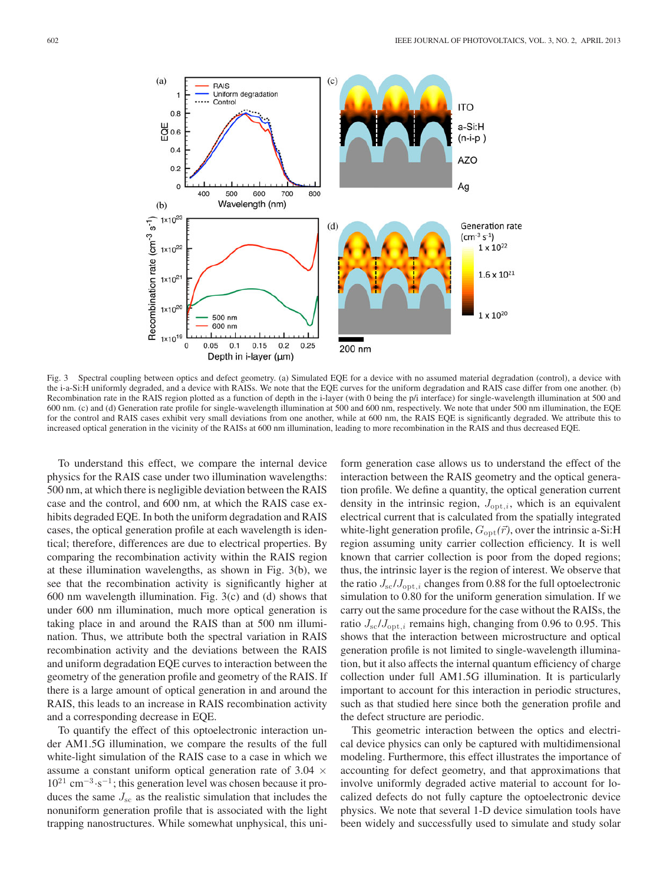(a)

RAIS
Uniform degradation
Control

EQE

1
0.8
0.6
0.4
0.2
0

400 500 600 700 800

Wavelength (nm)

(b)

Recombination rate (cm$^{-3}$ s$^{-1}$)

1x10$^{23}$
1x10$^{22}$
1x10$^{21}$
1x10$^{20}$
1x10$^{19}$

500 nm
600 nm

0 0.05 0.1 0.15 0.2 0.25

Depth in i-layer (μm)

(c)

ITO
a-Si:H
(n-i-p )
AZO
Ag

(d)

Generation rate
(cm$^{-3}$ s$^{-1}$)
1 x 10$^{22}$
1.6 x 10$^{21}$
1 x 10$^{20}$

200 nm

Fig. 3 Spectral coupling between optics and defect geometry. (a) Simulated EQE for a device with no assumed material degradation (control), a device with the i-a-Si:H uniformly degraded, and a device with RAISs. We note that the EQE curves for the uniform degradation and RAIS case differ from one another. (b) Recombination rate in the RAIS region plotted as a function of depth in the i-layer (with 0 being the p/i interface) for single-wavelength illumination at 500 and 600 nm. (c) and (d) Generation rate profile for single-wavelength illumination at 500 and 600 nm, respectively. We note that under 500 nm illumination, the EQE for the control and RAIS cases exhibit very small deviations from one another, while at 600 nm, the RAIS EQE is significantly degraded. We attribute this to increased optical generation in the vicinity of the RAISs at 600 nm illumination, leading to more recombination in the RAIS and thus decreased EQE.

To understand this effect, we compare the internal device physics for the RAIS case under two illumination wavelengths: 500 nm, at which there is negligible deviation between the RAIS case and the control, and 600 nm, at which the RAIS case exhibits degraded EQE. In both the uniform degradation and RAIS cases, the optical generation profile at each wavelength is identical; therefore, differences are due to electrical properties. By comparing the recombination activity within the RAIS region at these illumination wavelengths, as shown in Fig. 3(b), we see that the recombination activity is significantly higher at 600 nm wavelength illumination. Fig. 3(c) and (d) shows that under 600 nm illumination, much more optical generation is taking place in and around the RAIS than at 500 nm illumination. Thus, we attribute both the spectral variation in RAIS recombination activity and the deviations between the RAIS and uniform degradation EQE curves to interaction between the geometry of the generation profile and geometry of the RAIS. If there is a large amount of optical generation in and around the RAIS, this leads to an increase in RAIS recombination activity and a corresponding decrease in EQE.

To quantify the effect of this optoelectronic interaction under AM1.5G illumination, we compare the results of the full white-light simulation of the RAIS case to a case in which we assume a constant uniform optical generation rate of $3.04 \times 10^{21}$ cm$^{-3}$·s$^{-1}$; this generation level was chosen because it produces the same $J_{\text{sc}}$ as the realistic simulation that includes the nonuniform generation profile that is associated with the light trapping nanostructures. While somewhat unphysical, this uniform generation case allows us to understand the effect of the interaction between the RAIS geometry and the optical generation profile. We define a quantity, the optical generation current density in the intrinsic region, $J_{\text{opt},i}$, which is an equivalent electrical current that is calculated from the spatially integrated white-light generation profile, $G_{\text{opt}}(\vec{r})$, over the intrinsic a-Si:H region assuming unity carrier collection efficiency. It is well known that carrier collection is poor from the doped regions; thus, the intrinsic layer is the region of interest. We observe that the ratio $J_{\text{sc}}/J_{\text{opt},i}$ changes from 0.88 for the full optoelectronic simulation to 0.80 for the uniform generation simulation. If we carry out the same procedure for the case without the RAISs, the ratio $J_{\text{sc}}/J_{\text{opt},i}$ remains high, changing from 0.96 to 0.95. This shows that the interaction between microstructure and optical generation profile is not limited to single-wavelength illumination, but it also affects the internal quantum efficiency of charge collection under full AM1.5G illumination. It is particularly important to account for this interaction in periodic structures, such as that studied here since both the generation profile and the defect structure are periodic.

This geometric interaction between the optics and electrical device physics can only be captured with multidimensional modeling. Furthermore, this effect illustrates the importance of accounting for defect geometry, and that approximations that involve uniformly degraded active material to account for localized defects do not fully capture the optoelectronic device physics. We note that several 1-D device simulation tools have been widely and successfully used to simulate and study solar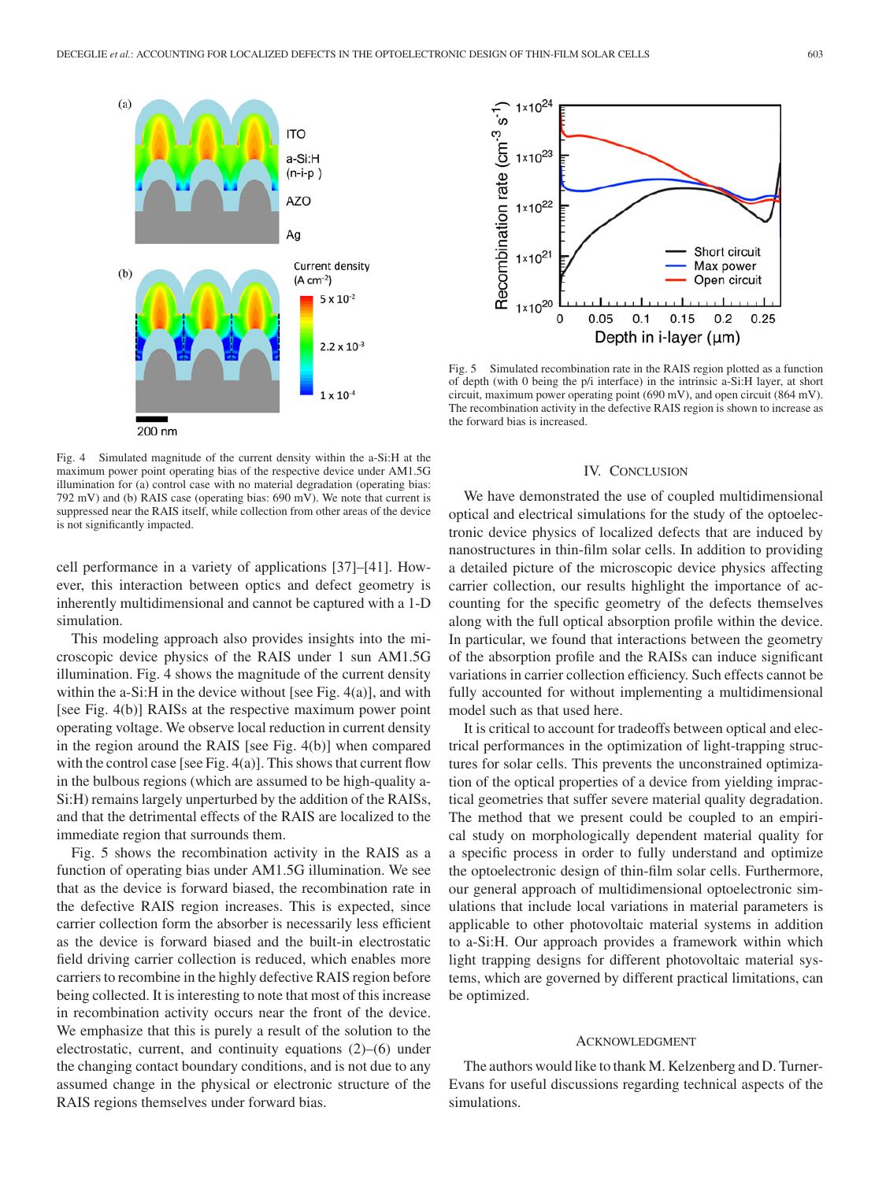(a)

ITO

a-Si:H (n-i-p)

AZO

Ag

(b)

Current density (A cm$^{-2}$)

5 x 10$^{-2}$

2.2 x 10$^{-3}$

1 x 10$^{-4}$

200 nm

Fig. 4 Simulated magnitude of the current density within the a-Si:H at the maximum power point operating bias of the respective device under AM1.5G illumination for (a) control case with no material degradation (operating bias: 792 mV) and (b) RAIS case (operating bias: 690 mV). We note that current is suppressed near the RAIS itself, while collection from other areas of the device is not significantly impacted.

cell performance in a variety of applications [37]–[41]. However, this interaction between optics and defect geometry is inherently multidimensional and cannot be captured with a 1-D simulation.

This modeling approach also provides insights into the microscopic device physics of the RAIS under 1 sun AM1.5G illumination. Fig. 4 shows the magnitude of the current density within the a-Si:H in the device without [see Fig. 4(a)], and with [see Fig. 4(b)] RAISs at the respective maximum power point operating voltage. We observe local reduction in current density in the region around the RAIS [see Fig. 4(b)] when compared with the control case [see Fig. 4(a)]. This shows that current flow in the bulbous regions (which are assumed to be high-quality a-Si:H) remains largely unperturbed by the addition of the RAISs, and that the detrimental effects of the RAIS are localized to the immediate region that surrounds them.

Fig. 5 shows the recombination activity in the RAIS as a function of operating bias under AM1.5G illumination. We see that as the device is forward biased, the recombination rate in the defective RAIS region increases. This is expected, since carrier collection form the absorber is necessarily less efficient as the device is forward biased and the built-in electrostatic field driving carrier collection is reduced, which enables more carriers to recombine in the highly defective RAIS region before being collected. It is interesting to note that most of this increase in recombination activity occurs near the front of the device. We emphasize that this is purely a result of the solution to the electrostatic, current, and continuity equations (2)–(6) under the changing contact boundary conditions, and is not due to any assumed change in the physical or electronic structure of the RAIS regions themselves under forward bias.

Recombination rate (cm$^{-3}$ s$^{-1}$)

1x10$^{24}$

1x10$^{23}$

1x10$^{22}$

1x10$^{21}$

1x10$^{20}$

0 0.05 0.1 0.15 0.2 0.25

Depth in i-layer (μm)

Short circuit

Max power

Open circuit

Fig. 5 Simulated recombination rate in the RAIS region plotted as a function of depth (with 0 being the p/i interface) in the intrinsic a-Si:H layer, at short circuit, maximum power operating point (690 mV), and open circuit (864 mV). The recombination activity in the defective RAIS region is shown to increase as the forward bias is increased.

## IV. Conclusion

We have demonstrated the use of coupled multidimensional optical and electrical simulations for the study of the optoelectronic device physics of localized defects that are induced by nanostructures in thin-film solar cells. In addition to providing a detailed picture of the microscopic device physics affecting carrier collection, our results highlight the importance of accounting for the specific geometry of the defects themselves along with the full optical absorption profile within the device. In particular, we found that interactions between the geometry of the absorption profile and the RAISs can induce significant variations in carrier collection efficiency. Such effects cannot be fully accounted for without implementing a multidimensional model such as that used here.

It is critical to account for tradeoffs between optical and electrical performances in the optimization of light-trapping structures for solar cells. This prevents the unconstrained optimization of the optical properties of a device from yielding impractical geometries that suffer severe material quality degradation. The method that we present could be coupled to an empirical study on morphologically dependent material quality for a specific process in order to fully understand and optimize the optoelectronic design of thin-film solar cells. Furthermore, our general approach of multidimensional optoelectronic simulations that include local variations in material parameters is applicable to other photovoltaic material systems in addition to a-Si:H. Our approach provides a framework within which light trapping designs for different photovoltaic material systems, which are governed by different practical limitations, can be optimized.

## Acknowledgment

The authors would like to thank M. Kelzenberg and D. Turner-Evans for useful discussions regarding technical aspects of the simulations.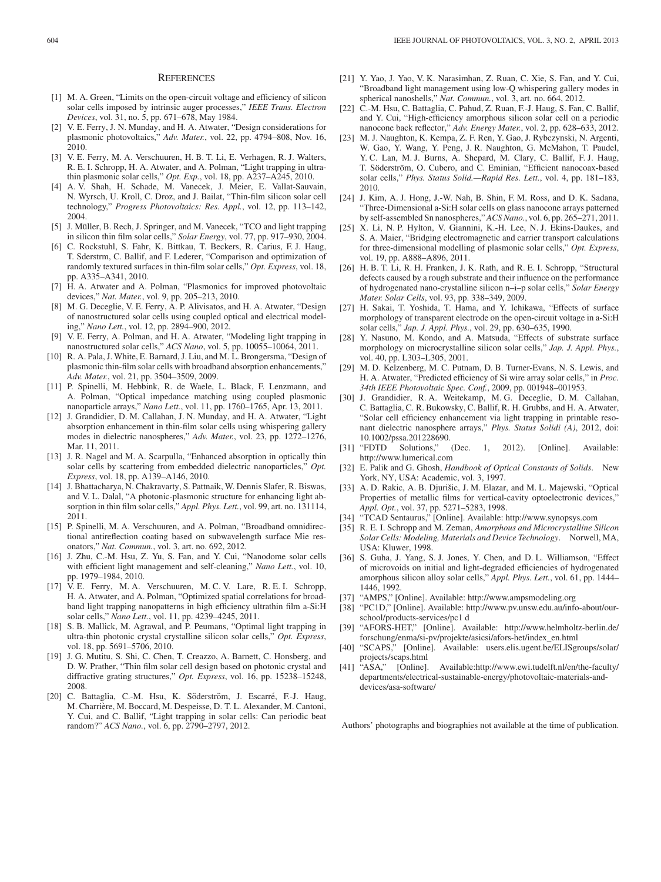## REFERENCES

[1] M. A. Green, "Limits on the open-circuit voltage and efficiency of silicon solar cells imposed by intrinsic auger processes," *IEEE Trans. Electron Devices*, vol. 31, no. 5, pp. 671–678, May 1984.

[2] V. E. Ferry, J. N. Munday, and H. A. Atwater, "Design considerations for plasmonic photovoltaics," *Adv. Mater.*, vol. 22, pp. 4794–808, Nov. 16, 2010.

[3] V. E. Ferry, M. A. Verschuuren, H. B. T. Li, E. Verhagen, R. J. Walters, R. E. I. Schropp, H. A. Atwater, and A. Polman, "Light trapping in ultrathin plasmonic solar cells," *Opt. Exp.*, vol. 18, pp. A237–A245, 2010.

[4] A. V. Shah, H. Schade, M. Vanecek, J. Meier, E. Vallat-Sauvain, N. Wyrsch, U. Kroll, C. Droz, and J. Bailat, "Thin-film silicon solar cell technology," *Progress Photovoltaics: Res. Appl.*, vol. 12, pp. 113–142, 2004.

[5] J. Müller, B. Rech, J. Springer, and M. Vanecek, "TCO and light trapping in silicon thin film solar cells," *Solar Energy*, vol. 77, pp. 917–930, 2004.

[6] C. Rockstuhl, S. Fahr, K. Bittkau, T. Beckers, R. Carius, F. J. Haug, T. Sderstrm, C. Ballif, and F. Lederer, "Comparison and optimization of randomly textured surfaces in thin-film solar cells," *Opt. Express*, vol. 18, pp. A335–A341, 2010.

[7] H. A. Atwater and A. Polman, "Plasmonics for improved photovoltaic devices," *Nat. Mater.*, vol. 9, pp. 205–213, 2010.

[8] M. G. Deceglie, V. E. Ferry, A. P. Alivisatos, and H. A. Atwater, "Design of nanostructured solar cells using coupled optical and electrical modeling," *Nano Lett.*, vol. 12, pp. 2894–900, 2012.

[9] V. E. Ferry, A. Polman, and H. A. Atwater, "Modeling light trapping in nanostructured solar cells," *ACS Nano*, vol. 5, pp. 10055–10064, 2011.

[10] R. A. Pala, J. White, E. Barnard, J. Liu, and M. L. Brongersma, "Design of plasmonic thin-film solar cells with broadband absorption enhancements," *Adv. Mater.*, vol. 21, pp. 3504–3509, 2009.

[11] P. Spinelli, M. Hebbink, R. de Waele, L. Black, F. Lenzmann, and A. Polman, "Optical impedance matching using coupled plasmonic nanoparticle arrays," *Nano Lett.*, vol. 11, pp. 1760–1765, Apr. 13, 2011.

[12] J. Grandidier, D. M. Callahan, J. N. Munday, and H. A. Atwater, "Light absorption enhancement in thin-film solar cells using whispering gallery modes in dielectric nanospheres," *Adv. Mater.*, vol. 23, pp. 1272–1276, Mar. 11, 2011.

[13] J. R. Nagel and M. A. Scarpulla, "Enhanced absorption in optically thin solar cells by scattering from embedded dielectric nanoparticles," *Opt. Express*, vol. 18, pp. A139–A146, 2010.

[14] J. Bhattacharya, N. Chakravarty, S. Pattnaik, W. Dennis Slafer, R. Biswas, and V. L. Dalal, "A photonic-plasmonic structure for enhancing light absorption in thin film solar cells," *Appl. Phys. Lett.*, vol. 99, art. no. 131114, 2011.

[15] P. Spinelli, M. A. Verschuuren, and A. Polman, "Broadband omnidirectional antireflection coating based on subwavelength surface Mie resonators," *Nat. Commun.*, vol. 3, art. no. 692, 2012.

[16] J. Zhu, C.-M. Hsu, Z. Yu, S. Fan, and Y. Cui, "Nanodome solar cells with efficient light management and self-cleaning," *Nano Lett.*, vol. 10, pp. 1979–1984, 2010.

[17] V. E. Ferry, M. A. Verschuuren, M. C. V. Lare, R. E. I. Schropp, H. A. Atwater, and A. Polman, "Optimized spatial correlations for broadband light trapping nanopatterns in high efficiency ultrathin film a-Si:H solar cells," *Nano Lett.*, vol. 11, pp. 4239–4245, 2011.

[18] S. B. Mallick, M. Agrawal, and P. Peumans, "Optimal light trapping in ultra-thin photonic crystal crystalline silicon solar cells," *Opt. Express*, vol. 18, pp. 5691–5706, 2010.

[19] J. G. Mutitu, S. Shi, C. Chen, T. Creazzo, A. Barnett, C. Honsberg, and D. W. Prather, "Thin film solar cell design based on photonic crystal and diffractive grating structures," *Opt. Express*, vol. 16, pp. 15238–15248, 2008.

[20] C. Battaglia, C.-M. Hsu, K. Söderström, J. Escarré, F.-J. Haug, M. Charrière, M. Boccard, M. Despeisse, D. T. L. Alexander, M. Cantoni, Y. Cui, and C. Ballif, "Light trapping in solar cells: Can periodic beat random?" *ACS Nano.*, vol. 6, pp. 2790–2797, 2012.

[21] Y. Yao, J. Yao, V. K. Narasimhan, Z. Ruan, C. Xie, S. Fan, and Y. Cui, "Broadband light management using low-Q whispering gallery modes in spherical nanoshells," *Nat. Commun.*, vol. 3, art. no. 664, 2012.

[22] C.-M. Hsu, C. Battaglia, C. Pahud, Z. Ruan, F.-J. Haug, S. Fan, C. Ballif, and Y. Cui, "High-efficiency amorphous silicon solar cell on a periodic nanocone back reflector," *Adv. Energy Mater.*, vol. 2, pp. 628–633, 2012.

[23] M. J. Naughton, K. Kempa, Z. F. Ren, Y. Gao, J. Rybczynski, N. Argenti, W. Gao, Y. Wang, Y. Peng, J. R. Naughton, G. McMahon, T. Paudel, Y. C. Lan, M. J. Burns, A. Shepard, M. Clary, C. Ballif, F. J. Haug, T. Söderström, O. Cubero, and C. Eminian, "Efficient nanocoax-based solar cells," *Phys. Status Solid.—Rapid Res. Lett.*, vol. 4, pp. 181–183, 2010.

[24] J. Kim, A. J. Hong, J.-W. Nah, B. Shin, F. M. Ross, and D. K. Sadana, "Three-Dimensional a-Si:H solar cells on glass nanocone arrays patterned by self-assembled Sn nanospheres," *ACS Nano.*, vol. 6, pp. 265–271, 2011.

[25] X. Li, N. P. Hylton, V. Giannini, K.-H. Lee, N. J. Ekins-Daukes, and S. A. Maier, "Bridging electromagnetic and carrier transport calculations for three-dimensional modelling of plasmonic solar cells," *Opt. Express*, vol. 19, pp. A888–A896, 2011.

[26] H. B. T. Li, R. H. Franken, J. K. Rath, and R. E. I. Schropp, "Structural defects caused by a rough substrate and their influence on the performance of hydrogenated nano-crystalline silicon n–i–p solar cells," *Solar Energy Mater. Solar Cells*, vol. 93, pp. 338–349, 2009.

[27] H. Sakai, T. Yoshida, T. Hama, and Y. Ichikawa, "Effects of surface morphology of transparent electrode on the open-circuit voltage in a-Si:H solar cells," *Jap. J. Appl. Phys.*, vol. 29, pp. 630–635, 1990.

[28] Y. Nasuno, M. Kondo, and A. Matsuda, "Effects of substrate surface morphology on microcrystalline silicon solar cells," *Jap. J. Appl. Phys.*, vol. 40, pp. L303–L305, 2001.

[29] M. D. Kelzenberg, M. C. Putnam, D. B. Turner-Evans, N. S. Lewis, and H. A. Atwater, "Predicted efficiency of Si wire array solar cells," in *Proc. 34th IEEE Photovoltaic Spec. Conf.*, 2009, pp. 001948–001953.

[30] J. Grandidier, R. A. Weitekamp, M. G. Deceglie, D. M. Callahan, C. Battaglia, C. R. Bukowsky, C. Ballif, R. H. Grubbs, and H. A. Atwater, "Solar cell efficiency enhancement via light trapping in printable resonant dielectric nanosphere arrays," *Phys. Status Solidi (A)*, 2012, doi: 10.1002/pssa.201228690.

[31] "FDTD Solutions," (Dec. 1, 2012). [Online]. Available: http://www.lumerical.com

[32] E. Palik and G. Ghosh, *Handbook of Optical Constants of Solids*. New York, NY, USA: Academic, vol. 3, 1997.

[33] A. D. Rakic, A. B. Djurišic, J. M. Elazar, and M. L. Majewski, "Optical Properties of metallic films for vertical-cavity optoelectronic devices," *Appl. Opt.*, vol. 37, pp. 5271–5283, 1998.

[34] "TCAD Sentaurus," [Online]. Available: http://www.synopsys.com

[35] R. E. I. Schropp and M. Zeman, *Amorphous and Microcrystalline Silicon Solar Cells: Modeling, Materials and Device Technology*. Norwell, MA, USA: Kluwer, 1998.

[36] S. Guha, J. Yang, S. J. Jones, Y. Chen, and D. L. Williamson, "Effect of microvoids on initial and light-degraded efficiencies of hydrogenated amorphous silicon alloy solar cells," *Appl. Phys. Lett.*, vol. 61, pp. 1444–1446, 1992.

[37] "AMPS," [Online]. Available: http://www.ampsmodeling.org

[38] "PC1D," [Online]. Available: http://www.pv.unsw.edu.au/info-about/our-school/products-services/pc1 d

[39] "AFORS-HET," [Online]. Available: http://www.helmholtz-berlin.de/forschung/enma/si-pv/projekte/asicsi/afors-het/index_en.html

[40] "SCAPS," [Online]. Available: users.elis.ugent.be/ELISgroups/solar/projects/scaps.html

[41] "ASA," [Online]. Available:http://www.ewi.tudelft.nl/en/the-faculty/departments/electrical-sustainable-energy/photovoltaic-materials-and-devices/asa-software/

Authors' photographs and biographies not available at the time of publication.